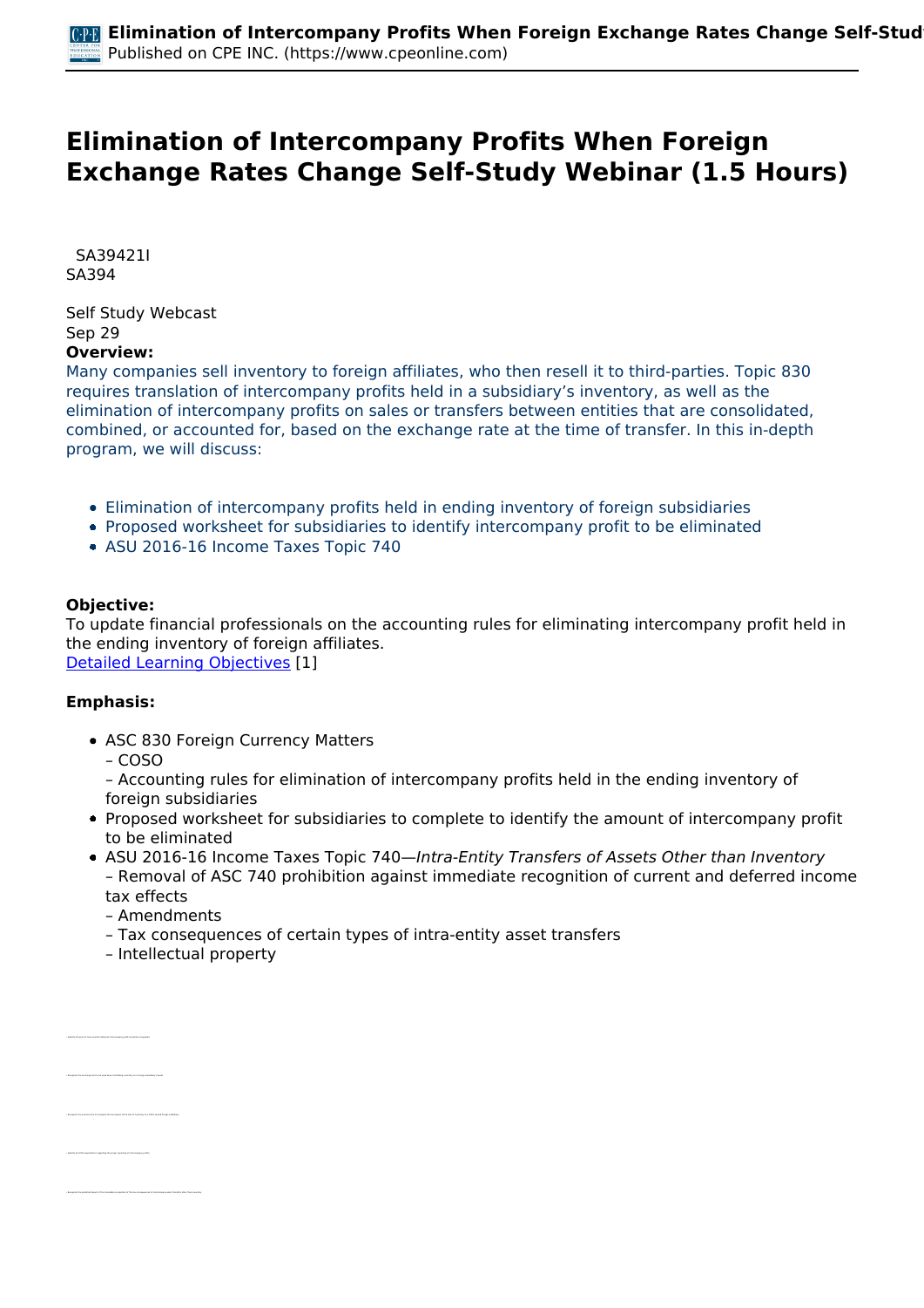# Elimination of Intercompany Profits When Foreign Exchange Rates Change Self-Study Webinar (1.5 Hours)

SA39421I
SA394

Self Study Webcast
Sep 29

**Overview:**

Many companies sell inventory to foreign affiliates, who then resell it to third-parties. Topic 830 requires translation of intercompany profits held in a subsidiary's inventory, as well as the elimination of intercompany profits on sales or transfers between entities that are consolidated, combined, or accounted for, based on the exchange rate at the time of transfer. In this in-depth program, we will discuss:

- Elimination of intercompany profits held in ending inventory of foreign subsidiaries
- Proposed worksheet for subsidiaries to identify intercompany profit to be eliminated
- ASU 2016-16 Income Taxes Topic 740

**Objective:**

To update financial professionals on the accounting rules for eliminating intercompany profit held in the ending inventory of foreign affiliates.
Detailed Learning Objectives [1]

**Emphasis:**

- ASC 830 Foreign Currency Matters
  – COSO
  – Accounting rules for elimination of intercompany profits held in the ending inventory of foreign subsidiaries
- Proposed worksheet for subsidiaries to complete to identify the amount of intercompany profit to be eliminated
- ASU 2016-16 Income Taxes Topic 740—*Intra-Entity Transfers of Assets Other than Inventory*
  – Removal of ASC 740 prohibition against immediate recognition of current and deferred income tax effects
  – Amendments
  – Tax consequences of certain types of intra-entity asset transfers
  – Intellectual property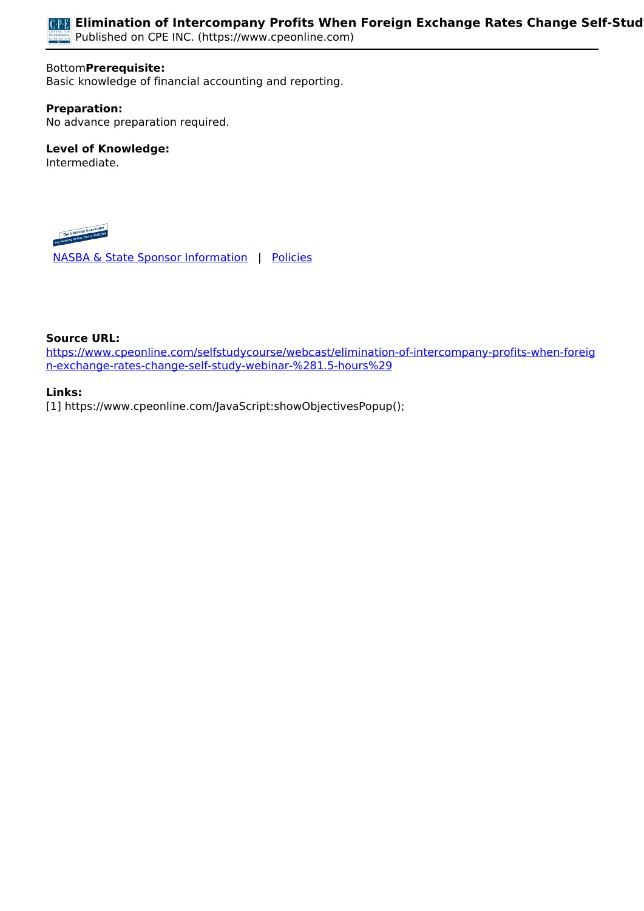Bottom**Prerequisite:**
Basic knowledge of financial accounting and reporting.

**Preparation:**
No advance preparation required.

**Level of Knowledge:**
Intermediate.

NASBA & State Sponsor Information | Policies

**Source URL:**
https://www.cpeonline.com/selfstudycourse/webcast/elimination-of-intercompany-profits-when-foreign-exchange-rates-change-self-study-webinar-%281.5-hours%29

**Links:**
[1] https://www.cpeonline.com/JavaScript:showObjectivesPopup();